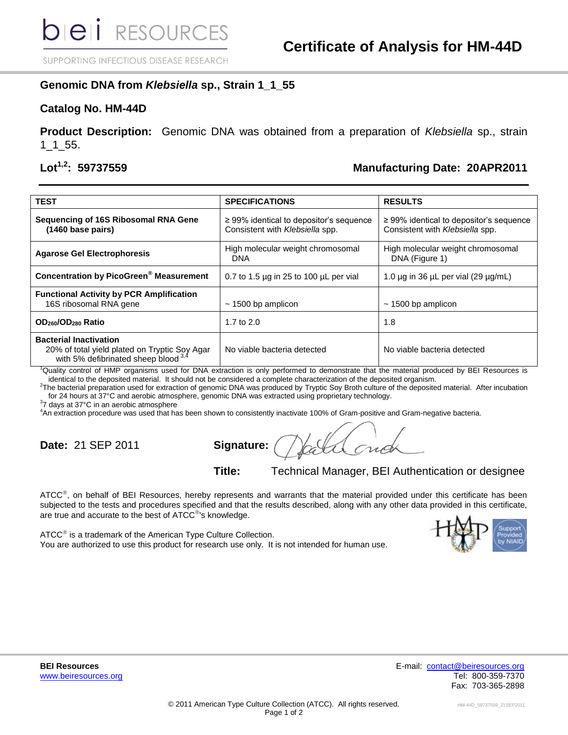# Certificate of Analysis for HM-44D

## Genomic DNA from *Klebsiella* sp., Strain 1_1_55

## Catalog No. HM-44D

**Product Description:** Genomic DNA was obtained from a preparation of *Klebsiella* sp., strain 1_1_55.

**Lot[1,2]: 59737559** **Manufacturing Date: 20APR2011**

| TEST | SPECIFICATIONS | RESULTS |
|---|---|---|
| **Sequencing of 16S Ribosomal RNA Gene (1460 base pairs)** | ≥ 99% identical to depositor's sequence Consistent with *Klebsiella* spp. | ≥ 99% identical to depositor's sequence Consistent with *Klebsiella* spp. |
| **Agarose Gel Electrophoresis** | High molecular weight chromosomal DNA | High molecular weight chromosomal DNA (Figure 1) |
| **Concentration by PicoGreen® Measurement** | 0.7 to 1.5 µg in 25 to 100 µL per vial | 1.0 µg in 36 µL per vial (29 µg/mL) |
| **Functional Activity by PCR Amplification** 16S ribosomal RNA gene | ~ 1500 bp amplicon | ~ 1500 bp amplicon |
| **$OD_{260}/OD_{280}$ Ratio** | 1.7 to 2.0 | 1.8 |
| **Bacterial Inactivation** 20% of total yield plated on Tryptic Soy Agar with 5% defibrinated sheep blood [3,4] | No viable bacteria detected | No viable bacteria detected |

[1]Quality control of HMP organisms used for DNA extraction is only performed to demonstrate that the material produced by BEI Resources is identical to the deposited material. It should not be considered a complete characterization of the deposited organism.
[2]The bacterial preparation used for extraction of genomic DNA was produced by Tryptic Soy Broth culture of the deposited material. After incubation for 24 hours at 37°C and aerobic atmosphere, genomic DNA was extracted using proprietary technology.
[3]7 days at 37°C in an aerobic atmosphere
[4]An extraction procedure was used that has been shown to consistently inactivate 100% of Gram-positive and Gram-negative bacteria.

**Date:** 21 SEP 2011 **Signature:**

**Title:** Technical Manager, BEI Authentication or designee

ATCC®, on behalf of BEI Resources, hereby represents and warrants that the material provided under this certificate has been subjected to the tests and procedures specified and that the results described, along with any other data provided in this certificate, are true and accurate to the best of ATCC®'s knowledge.

ATCC® is a trademark of the American Type Culture Collection.
You are authorized to use this product for research use only. It is not intended for human use.

**BEI Resources**
www.beiresources.org

E-mail: contact@beiresources.org
Tel: 800-359-7370
Fax: 703-365-2898

© 2011 American Type Culture Collection (ATCC). All rights reserved.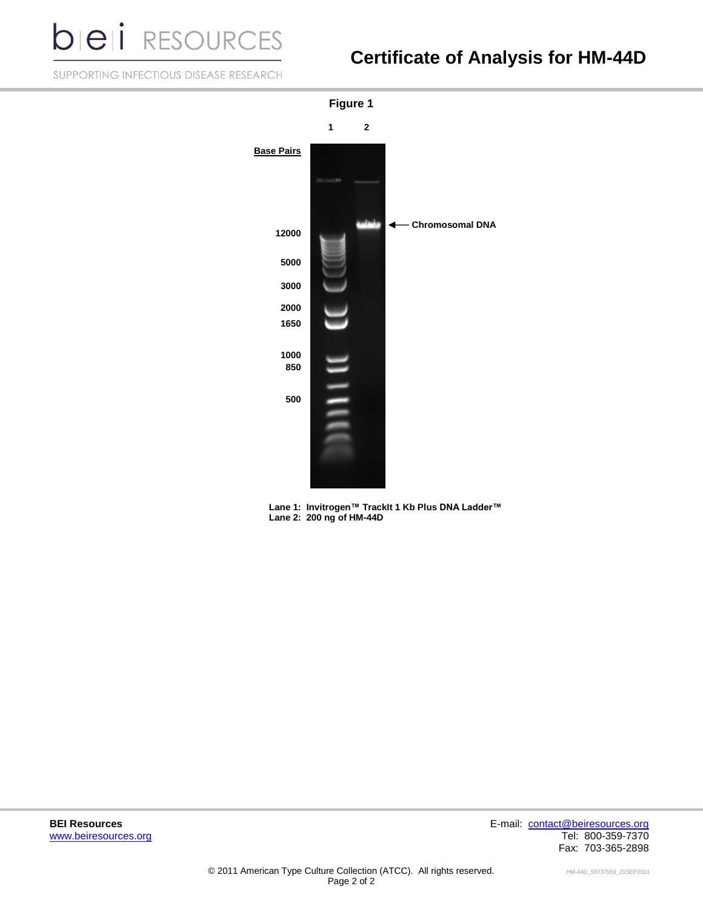# Certificate of Analysis for HM-44D

**Figure 1**

1 2

**Base Pairs**

12000

5000

3000

2000

1650

1000

850

500

Chromosomal DNA

**Lane 1: Invitrogen™ TrackIt 1 Kb Plus DNA Ladder™**
**Lane 2: 200 ng of HM-44D**

**BEI Resources**
www.beiresources.org

E-mail: contact@beiresources.org
Tel: 800-359-7370
Fax: 703-365-2898

© 2011 American Type Culture Collection (ATCC). All rights reserved.

HM-44D_59737559_21SEP2011